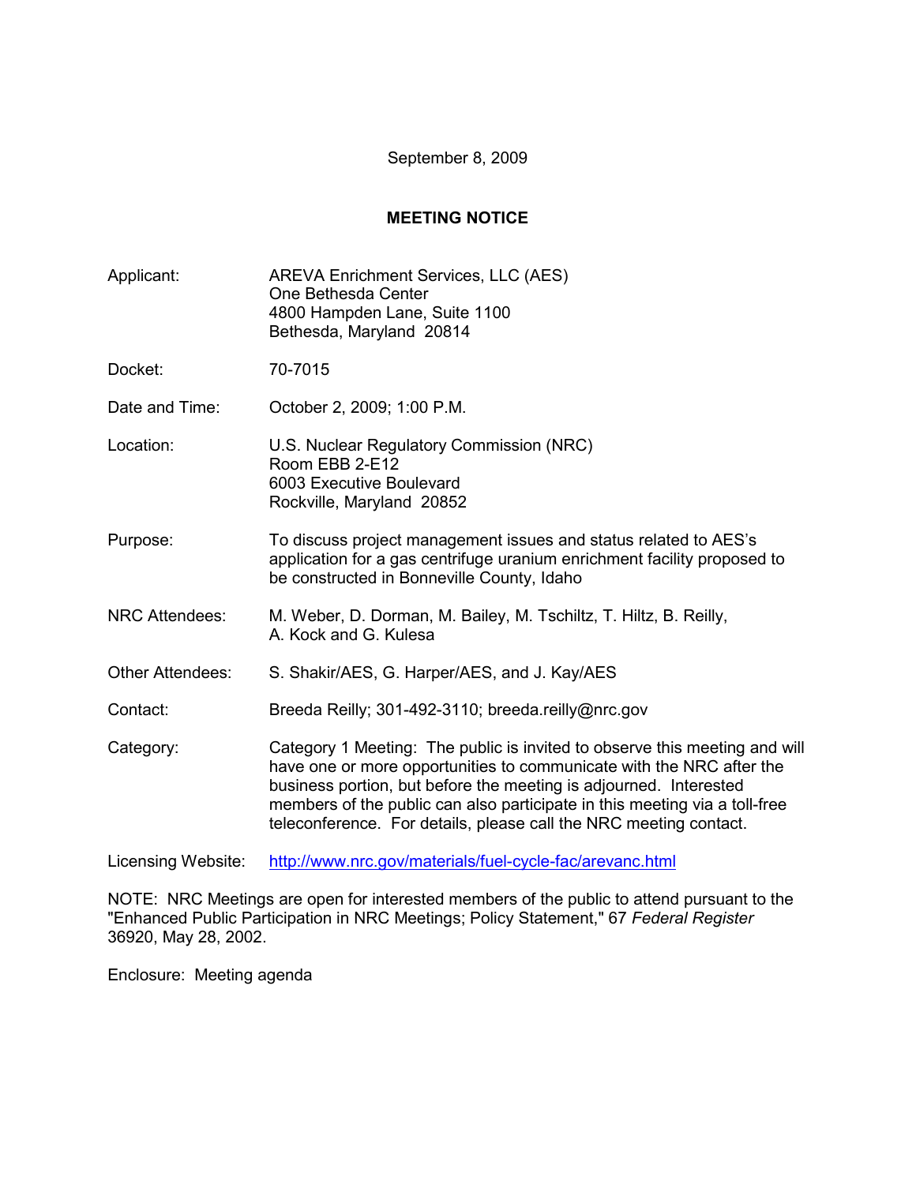September 8, 2009

## MEETING NOTICE

| | |
|---|---|
| Applicant: | AREVA Enrichment Services, LLC (AES)<br>One Bethesda Center<br>4800 Hampden Lane, Suite 1100<br>Bethesda, Maryland 20814 |
| Docket: | 70-7015 |
| Date and Time: | October 2, 2009; 1:00 P.M. |
| Location: | U.S. Nuclear Regulatory Commission (NRC)<br>Room EBB 2-E12<br>6003 Executive Boulevard<br>Rockville, Maryland 20852 |
| Purpose: | To discuss project management issues and status related to AES's application for a gas centrifuge uranium enrichment facility proposed to be constructed in Bonneville County, Idaho |
| NRC Attendees: | M. Weber, D. Dorman, M. Bailey, M. Tschiltz, T. Hiltz, B. Reilly, A. Kock and G. Kulesa |
| Other Attendees: | S. Shakir/AES, G. Harper/AES, and J. Kay/AES |
| Contact: | Breeda Reilly; 301-492-3110; breeda.reilly@nrc.gov |
| Category: | Category 1 Meeting: The public is invited to observe this meeting and will have one or more opportunities to communicate with the NRC after the business portion, but before the meeting is adjourned. Interested members of the public can also participate in this meeting via a toll-free teleconference. For details, please call the NRC meeting contact. |
| Licensing Website: | http://www.nrc.gov/materials/fuel-cycle-fac/arevanc.html |

NOTE: NRC Meetings are open for interested members of the public to attend pursuant to the "Enhanced Public Participation in NRC Meetings; Policy Statement," 67 *Federal Register* 36920, May 28, 2002.

Enclosure: Meeting agenda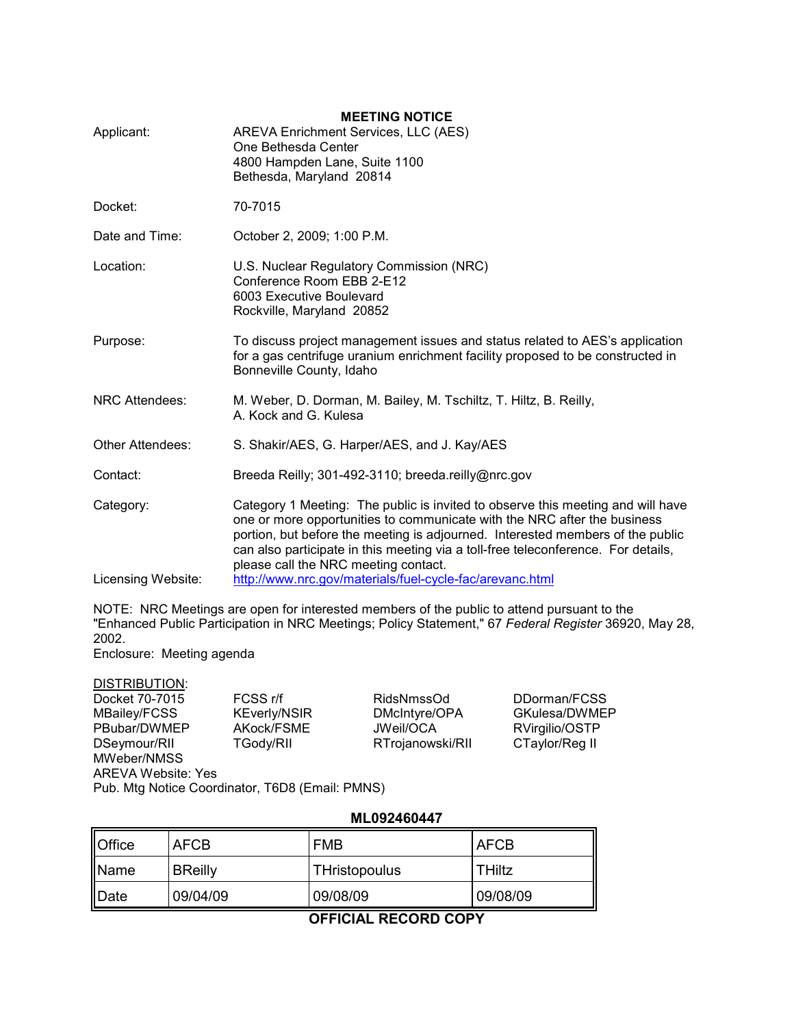## MEETING NOTICE

| | |
|---|---|
| Applicant: | AREVA Enrichment Services, LLC (AES)<br>One Bethesda Center<br>4800 Hampden Lane, Suite 1100<br>Bethesda, Maryland 20814 |
| Docket: | 70-7015 |
| Date and Time: | October 2, 2009; 1:00 P.M. |
| Location: | U.S. Nuclear Regulatory Commission (NRC)<br>Conference Room EBB 2-E12<br>6003 Executive Boulevard<br>Rockville, Maryland 20852 |
| Purpose: | To discuss project management issues and status related to AES's application for a gas centrifuge uranium enrichment facility proposed to be constructed in Bonneville County, Idaho |
| NRC Attendees: | M. Weber, D. Dorman, M. Bailey, M. Tschiltz, T. Hiltz, B. Reilly, A. Kock and G. Kulesa |
| Other Attendees: | S. Shakir/AES, G. Harper/AES, and J. Kay/AES |
| Contact: | Breeda Reilly; 301-492-3110; breeda.reilly@nrc.gov |
| Category: | Category 1 Meeting: The public is invited to observe this meeting and will have one or more opportunities to communicate with the NRC after the business portion, but before the meeting is adjourned. Interested members of the public can also participate in this meeting via a toll-free teleconference. For details, please call the NRC meeting contact. |
| Licensing Website: | http://www.nrc.gov/materials/fuel-cycle-fac/arevanc.html |

NOTE: NRC Meetings are open for interested members of the public to attend pursuant to the "Enhanced Public Participation in NRC Meetings; Policy Statement," 67 *Federal Register* 36920, May 28, 2002.

Enclosure: Meeting agenda

DISTRIBUTION:

| | | | |
|---|---|---|---|
| Docket 70-7015 | FCSS r/f | RidsNmssOd | DDorman/FCSS |
| MBailey/FCSS | KEverly/NSIR | DMcIntyre/OPA | GKulesa/DWMEP |
| PBubar/DWMEP | AKock/FSME | JWeil/OCA | RVirgilio/OSTP |
| DSeymour/RII | TGody/RII | RTrojanowski/RII | CTaylor/Reg II |
| MWeber/NMSS | | | |

AREVA Website: Yes

Pub. Mtg Notice Coordinator, T6D8 (Email: PMNS)

**ML092460447**

| Office | AFCB | FMB | AFCB |
|---|---|---|---|
| Name | BReilly | THristopoulus | THiltz |
| Date | 09/04/09 | 09/08/09 | 09/08/09 |

**OFFICIAL RECORD COPY**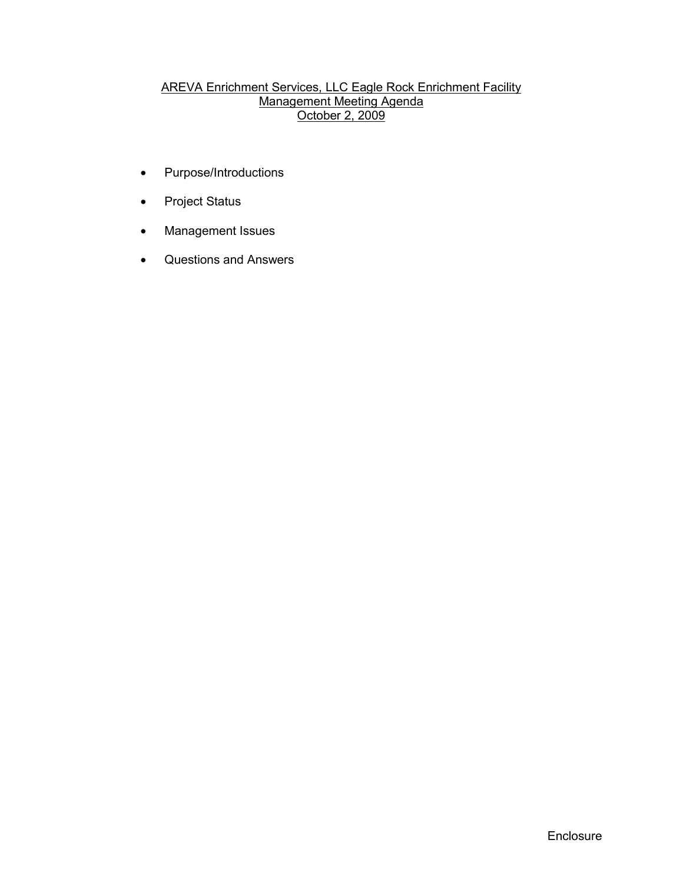# AREVA Enrichment Services, LLC Eagle Rock Enrichment Facility
## Management Meeting Agenda
## October 2, 2009

- Purpose/Introductions
- Project Status
- Management Issues
- Questions and Answers

Enclosure